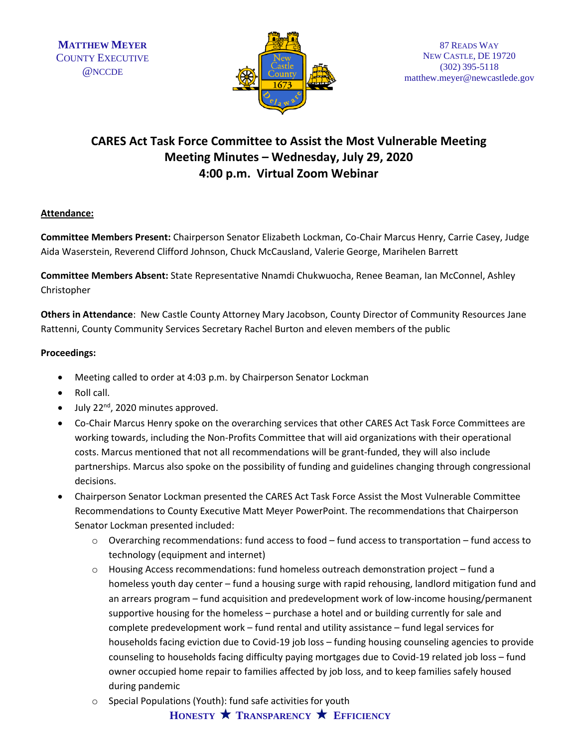MATTHEW MEYER
COUNTY EXECUTIVE
@NCCDE

87 READS WAY
NEW CASTLE, DE 19720
(302) 395-5118
matthew.meyer@newcastlede.gov

# CARES Act Task Force Committee to Assist the Most Vulnerable Meeting
## Meeting Minutes – Wednesday, July 29, 2020
## 4:00 p.m. Virtual Zoom Webinar

**Attendance:**

**Committee Members Present:** Chairperson Senator Elizabeth Lockman, Co-Chair Marcus Henry, Carrie Casey, Judge Aida Waserstein, Reverend Clifford Johnson, Chuck McCausland, Valerie George, Marihelen Barrett

**Committee Members Absent:** State Representative Nnamdi Chukwuocha, Renee Beaman, Ian McConnel, Ashley Christopher

**Others in Attendance**: New Castle County Attorney Mary Jacobson, County Director of Community Resources Jane Rattenni, County Community Services Secretary Rachel Burton and eleven members of the public

**Proceedings:**

- Meeting called to order at 4:03 p.m. by Chairperson Senator Lockman
- Roll call.
- July 22nd, 2020 minutes approved.
- Co-Chair Marcus Henry spoke on the overarching services that other CARES Act Task Force Committees are working towards, including the Non-Profits Committee that will aid organizations with their operational costs. Marcus mentioned that not all recommendations will be grant-funded, they will also include partnerships. Marcus also spoke on the possibility of funding and guidelines changing through congressional decisions.
- Chairperson Senator Lockman presented the CARES Act Task Force Assist the Most Vulnerable Committee Recommendations to County Executive Matt Meyer PowerPoint. The recommendations that Chairperson Senator Lockman presented included:
  - Overarching recommendations: fund access to food – fund access to transportation – fund access to technology (equipment and internet)
  - Housing Access recommendations: fund homeless outreach demonstration project – fund a homeless youth day center – fund a housing surge with rapid rehousing, landlord mitigation fund and an arrears program – fund acquisition and predevelopment work of low-income housing/permanent supportive housing for the homeless – purchase a hotel and or building currently for sale and complete predevelopment work – fund rental and utility assistance – fund legal services for households facing eviction due to Covid-19 job loss – funding housing counseling agencies to provide counseling to households facing difficulty paying mortgages due to Covid-19 related job loss – fund owner occupied home repair to families affected by job loss, and to keep families safely housed during pandemic
  - Special Populations (Youth): fund safe activities for youth

HONESTY ★ TRANSPARENCY ★ EFFICIENCY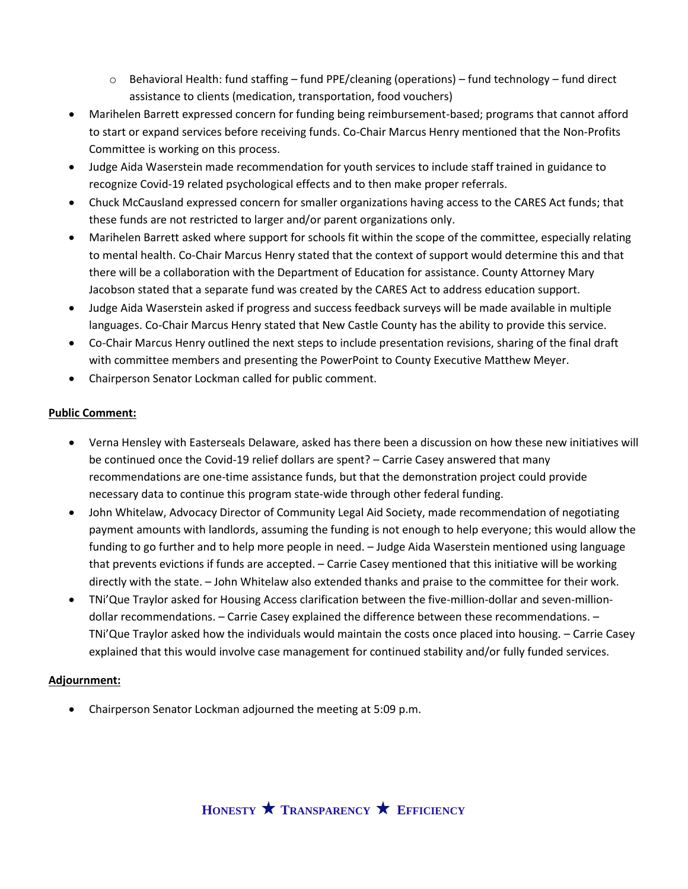- Behavioral Health: fund staffing – fund PPE/cleaning (operations) – fund technology – fund direct assistance to clients (medication, transportation, food vouchers)
- Marihelen Barrett expressed concern for funding being reimbursement-based; programs that cannot afford to start or expand services before receiving funds. Co-Chair Marcus Henry mentioned that the Non-Profits Committee is working on this process.
- Judge Aida Waserstein made recommendation for youth services to include staff trained in guidance to recognize Covid-19 related psychological effects and to then make proper referrals.
- Chuck McCausland expressed concern for smaller organizations having access to the CARES Act funds; that these funds are not restricted to larger and/or parent organizations only.
- Marihelen Barrett asked where support for schools fit within the scope of the committee, especially relating to mental health. Co-Chair Marcus Henry stated that the context of support would determine this and that there will be a collaboration with the Department of Education for assistance. County Attorney Mary Jacobson stated that a separate fund was created by the CARES Act to address education support.
- Judge Aida Waserstein asked if progress and success feedback surveys will be made available in multiple languages. Co-Chair Marcus Henry stated that New Castle County has the ability to provide this service.
- Co-Chair Marcus Henry outlined the next steps to include presentation revisions, sharing of the final draft with committee members and presenting the PowerPoint to County Executive Matthew Meyer.
- Chairperson Senator Lockman called for public comment.

**Public Comment:**

- Verna Hensley with Easterseals Delaware, asked has there been a discussion on how these new initiatives will be continued once the Covid-19 relief dollars are spent? – Carrie Casey answered that many recommendations are one-time assistance funds, but that the demonstration project could provide necessary data to continue this program state-wide through other federal funding.
- John Whitelaw, Advocacy Director of Community Legal Aid Society, made recommendation of negotiating payment amounts with landlords, assuming the funding is not enough to help everyone; this would allow the funding to go further and to help more people in need. – Judge Aida Waserstein mentioned using language that prevents evictions if funds are accepted. – Carrie Casey mentioned that this initiative will be working directly with the state. – John Whitelaw also extended thanks and praise to the committee for their work.
- TNi'Que Traylor asked for Housing Access clarification between the five-million-dollar and seven-million-dollar recommendations. – Carrie Casey explained the difference between these recommendations. – TNi'Que Traylor asked how the individuals would maintain the costs once placed into housing. – Carrie Casey explained that this would involve case management for continued stability and/or fully funded services.

**Adjournment:**

- Chairperson Senator Lockman adjourned the meeting at 5:09 p.m.